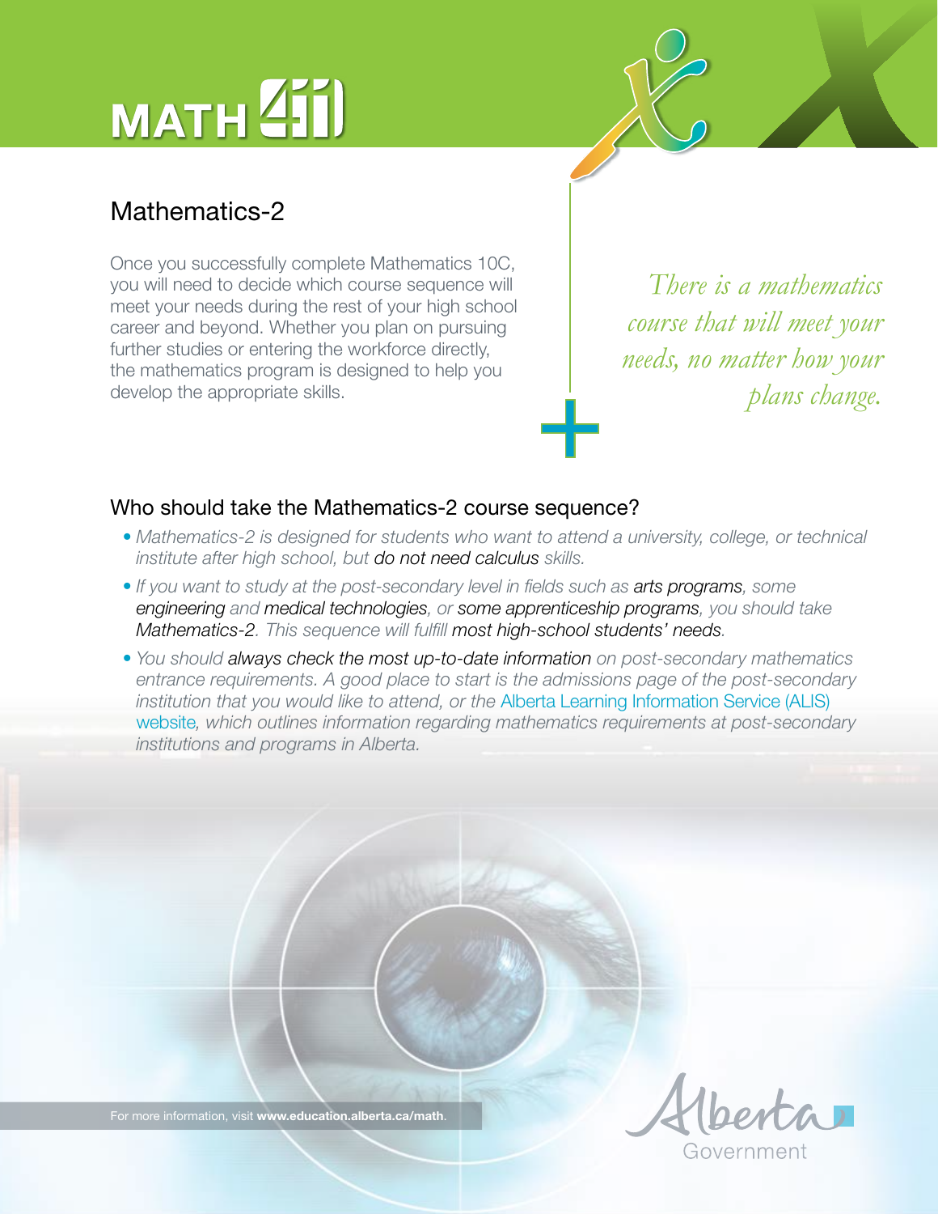# MATH

## Mathematics-2

Once you successfully complete Mathematics 10C, you will need to decide which course sequence will meet your needs during the rest of your high school career and beyond. Whether you plan on pursuing further studies or entering the workforce directly, the mathematics program is designed to help you develop the appropriate skills.

*There is a mathematics course that will meet your needs, no matter how your plans change.*

### Who should take the Mathematics-2 course sequence?

- *Mathematics-2 is designed for students who want to attend a university, college, or technical institute after high school, but* do not need calculus *skills.*
- *If you want to study at the post-secondary level in fields such as* arts programs*, some* engineering *and* medical technologies*, or* some apprenticeship programs*, you should take* Mathematics-2*. This sequence will fulfill* most high-school students' needs*.*
- *You should* always check the most up-to-date information *on post-secondary mathematics entrance requirements. A good place to start is the admissions page of the post-secondary institution that you would like to attend, or the* Alberta Learning Information Service (ALIS) website*, which outlines information regarding mathematics requirements at post-secondary institutions and programs in Alberta.*

For more information, visit **www.education.alberta.ca/math**.

Alberta Government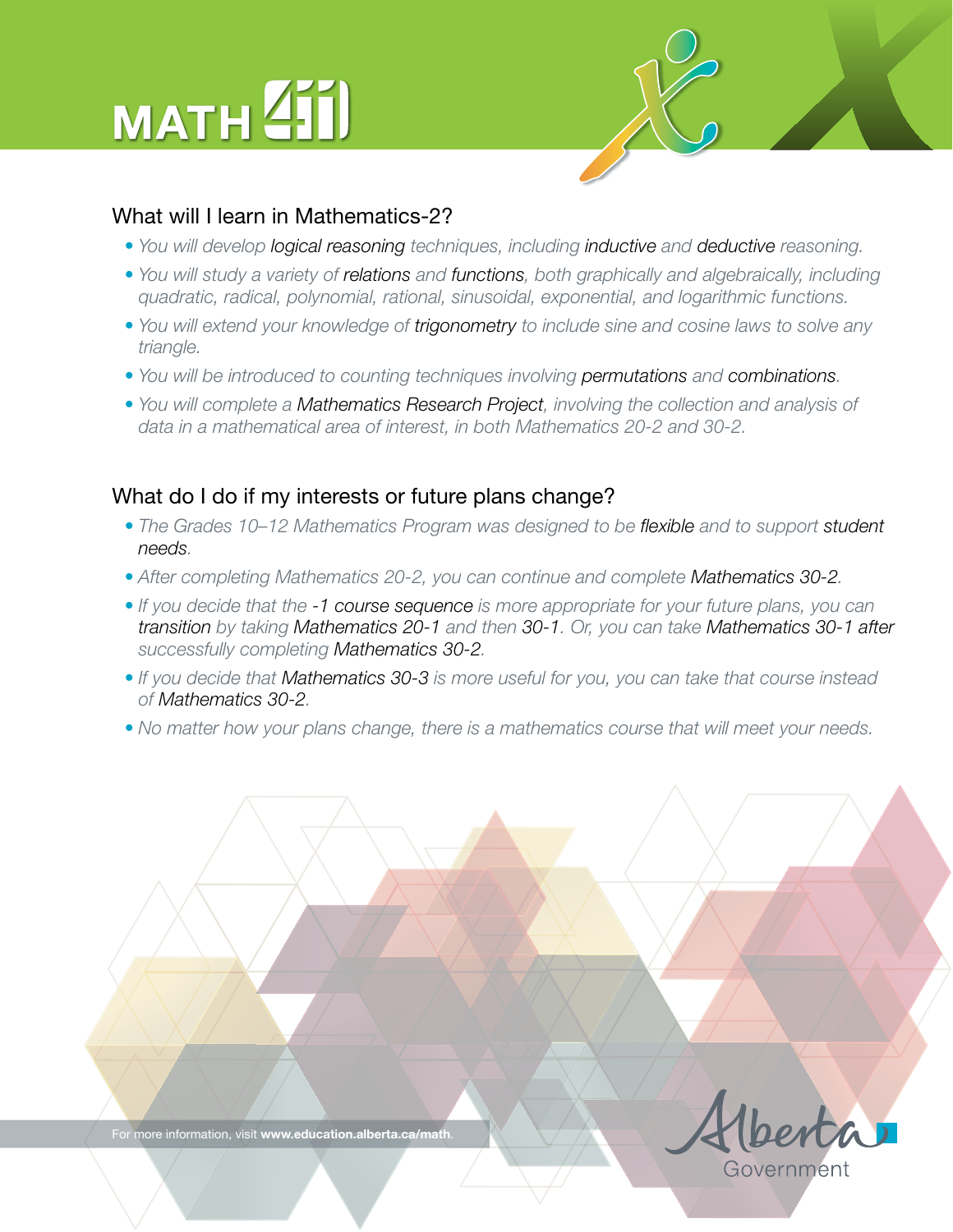# MATH 4

## What will I learn in Mathematics-2?

- *You will develop* logical reasoning *techniques, including* inductive *and* deductive *reasoning.*
- *You will study a variety of* relations *and* functions*, both graphically and algebraically, including quadratic, radical, polynomial, rational, sinusoidal, exponential, and logarithmic functions.*
- *You will extend your knowledge of* trigonometry *to include sine and cosine laws to solve any triangle.*
- *You will be introduced to counting techniques involving* permutations *and* combinations*.*
- *You will complete a* Mathematics Research Project*, involving the collection and analysis of data in a mathematical area of interest, in both Mathematics 20-2 and 30-2.*

## What do I do if my interests or future plans change?

- *The Grades 10–12 Mathematics Program was designed to be* flexible *and to support* student needs*.*
- *After completing Mathematics 20-2, you can continue and complete* Mathematics 30-2*.*
- *If you decide that the* -1 course sequence *is more appropriate for your future plans, you can* transition *by taking* Mathematics 20-1 *and then* 30-1*. Or, you can take* Mathematics 30-1 after *successfully completing* Mathematics 30-2*.*
- *If you decide that* Mathematics 30-3 *is more useful for you, you can take that course instead of* Mathematics 30-2*.*
- *No matter how your plans change, there is a mathematics course that will meet your needs.*

For more information, visit **www.education.alberta.ca/math**.

Alberta Government